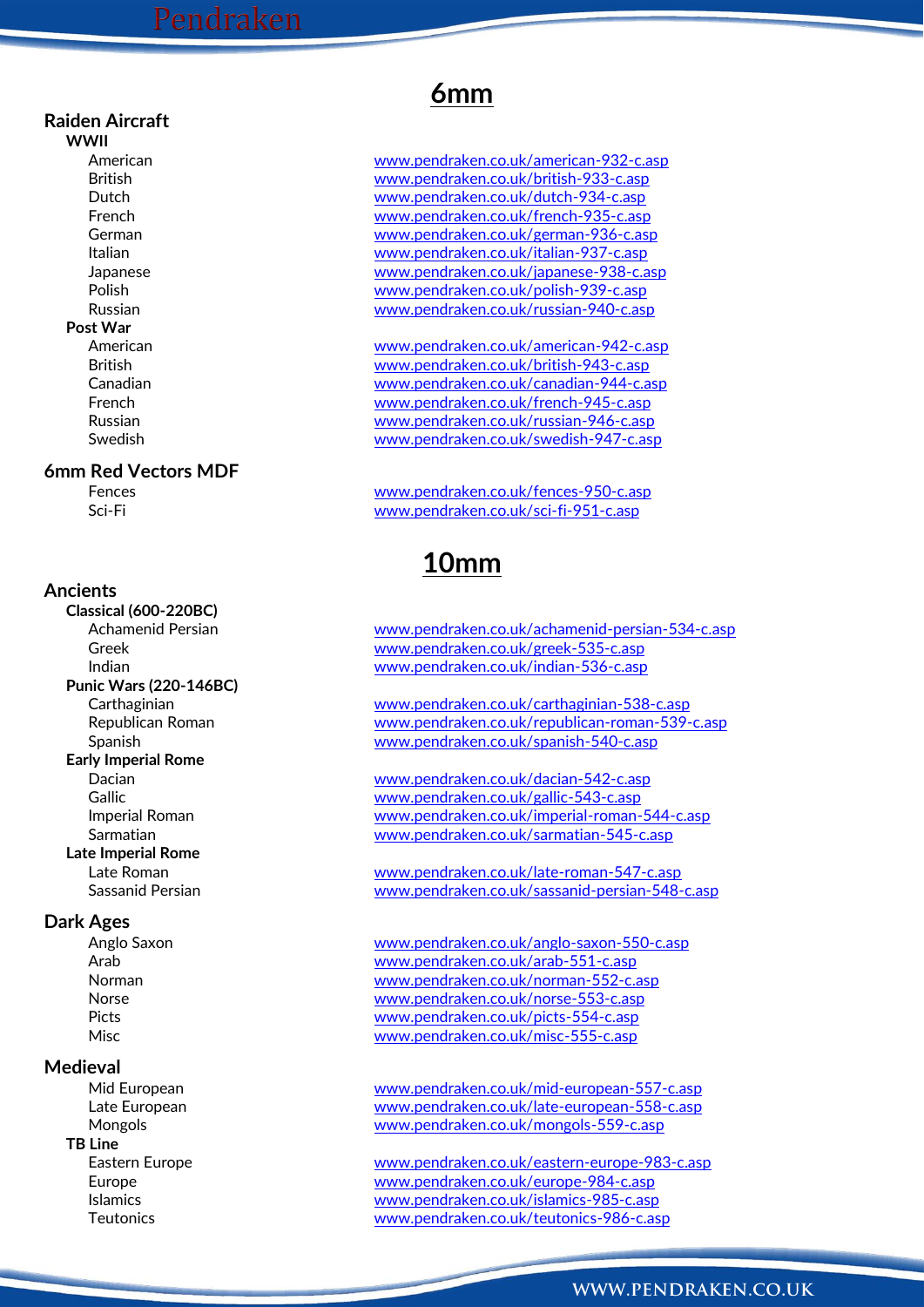# 6mm

## Raiden Aircraft

### WWII

| | |
|---|---|
| American | www.pendraken.co.uk/american-932-c.asp |
| British | www.pendraken.co.uk/british-933-c.asp |
| Dutch | www.pendraken.co.uk/dutch-934-c.asp |
| French | www.pendraken.co.uk/french-935-c.asp |
| German | www.pendraken.co.uk/german-936-c.asp |
| Italian | www.pendraken.co.uk/italian-937-c.asp |
| Japanese | www.pendraken.co.uk/japanese-938-c.asp |
| Polish | www.pendraken.co.uk/polish-939-c.asp |
| Russian | www.pendraken.co.uk/russian-940-c.asp |

### Post War

| | |
|---|---|
| American | www.pendraken.co.uk/american-942-c.asp |
| British | www.pendraken.co.uk/british-943-c.asp |
| Canadian | www.pendraken.co.uk/canadian-944-c.asp |
| French | www.pendraken.co.uk/french-945-c.asp |
| Russian | www.pendraken.co.uk/russian-946-c.asp |
| Swedish | www.pendraken.co.uk/swedish-947-c.asp |

## 6mm Red Vectors MDF

| | |
|---|---|
| Fences | www.pendraken.co.uk/fences-950-c.asp |
| Sci-Fi | www.pendraken.co.uk/sci-fi-951-c.asp |

# 10mm

## Ancients

### Classical (600-220BC)

| | |
|---|---|
| Achamenid Persian | www.pendraken.co.uk/achamenid-persian-534-c.asp |
| Greek | www.pendraken.co.uk/greek-535-c.asp |
| Indian | www.pendraken.co.uk/indian-536-c.asp |

### Punic Wars (220-146BC)

| | |
|---|---|
| Carthaginian | www.pendraken.co.uk/carthaginian-538-c.asp |
| Republican Roman | www.pendraken.co.uk/republican-roman-539-c.asp |
| Spanish | www.pendraken.co.uk/spanish-540-c.asp |

### Early Imperial Rome

| | |
|---|---|
| Dacian | www.pendraken.co.uk/dacian-542-c.asp |
| Gallic | www.pendraken.co.uk/gallic-543-c.asp |
| Imperial Roman | www.pendraken.co.uk/imperial-roman-544-c.asp |
| Sarmatian | www.pendraken.co.uk/sarmatian-545-c.asp |

### Late Imperial Rome

| | |
|---|---|
| Late Roman | www.pendraken.co.uk/late-roman-547-c.asp |
| Sassanid Persian | www.pendraken.co.uk/sassanid-persian-548-c.asp |

## Dark Ages

| | |
|---|---|
| Anglo Saxon | www.pendraken.co.uk/anglo-saxon-550-c.asp |
| Arab | www.pendraken.co.uk/arab-551-c.asp |
| Norman | www.pendraken.co.uk/norman-552-c.asp |
| Norse | www.pendraken.co.uk/norse-553-c.asp |
| Picts | www.pendraken.co.uk/picts-554-c.asp |
| Misc | www.pendraken.co.uk/misc-555-c.asp |

## Medieval

| | |
|---|---|
| Mid European | www.pendraken.co.uk/mid-european-557-c.asp |
| Late European | www.pendraken.co.uk/late-european-558-c.asp |
| Mongols | www.pendraken.co.uk/mongols-559-c.asp |

### TB Line

| | |
|---|---|
| Eastern Europe | www.pendraken.co.uk/eastern-europe-983-c.asp |
| Europe | www.pendraken.co.uk/europe-984-c.asp |
| Islamics | www.pendraken.co.uk/islamics-985-c.asp |
| Teutonics | www.pendraken.co.uk/teutonics-986-c.asp |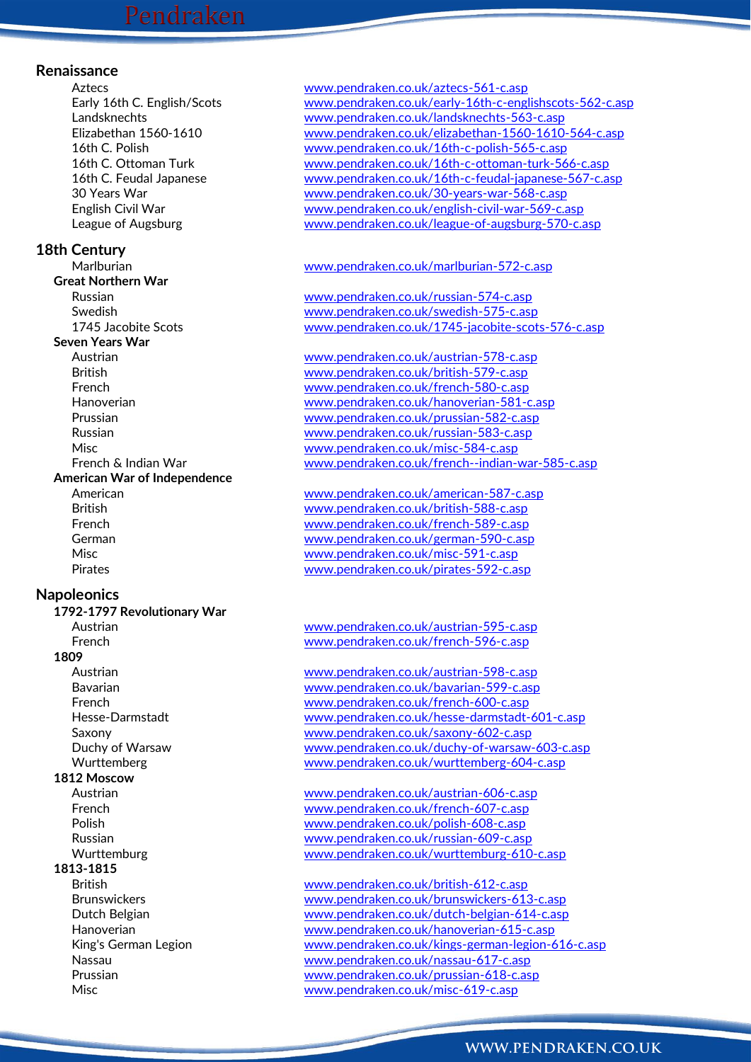## Renaissance

| | |
|---|---|
| Aztecs | www.pendraken.co.uk/aztecs-561-c.asp |
| Early 16th C. English/Scots | www.pendraken.co.uk/early-16th-c-englishscots-562-c.asp |
| Landsknechts | www.pendraken.co.uk/landsknechts-563-c.asp |
| Elizabethan 1560-1610 | www.pendraken.co.uk/elizabethan-1560-1610-564-c.asp |
| 16th C. Polish | www.pendraken.co.uk/16th-c-polish-565-c.asp |
| 16th C. Ottoman Turk | www.pendraken.co.uk/16th-c-ottoman-turk-566-c.asp |
| 16th C. Feudal Japanese | www.pendraken.co.uk/16th-c-feudal-japanese-567-c.asp |
| 30 Years War | www.pendraken.co.uk/30-years-war-568-c.asp |
| English Civil War | www.pendraken.co.uk/english-civil-war-569-c.asp |
| League of Augsburg | www.pendraken.co.uk/league-of-augsburg-570-c.asp |

## 18th Century

| | |
|---|---|
| Marlburian | www.pendraken.co.uk/marlburian-572-c.asp |
| **Great Northern War** | |
| Russian | www.pendraken.co.uk/russian-574-c.asp |
| Swedish | www.pendraken.co.uk/swedish-575-c.asp |
| 1745 Jacobite Scots | www.pendraken.co.uk/1745-jacobite-scots-576-c.asp |
| **Seven Years War** | |
| Austrian | www.pendraken.co.uk/austrian-578-c.asp |
| British | www.pendraken.co.uk/british-579-c.asp |
| French | www.pendraken.co.uk/french-580-c.asp |
| Hanoverian | www.pendraken.co.uk/hanoverian-581-c.asp |
| Prussian | www.pendraken.co.uk/prussian-582-c.asp |
| Russian | www.pendraken.co.uk/russian-583-c.asp |
| Misc | www.pendraken.co.uk/misc-584-c.asp |
| French & Indian War | www.pendraken.co.uk/french--indian-war-585-c.asp |
| **American War of Independence** | |
| American | www.pendraken.co.uk/american-587-c.asp |
| British | www.pendraken.co.uk/british-588-c.asp |
| French | www.pendraken.co.uk/french-589-c.asp |
| German | www.pendraken.co.uk/german-590-c.asp |
| Misc | www.pendraken.co.uk/misc-591-c.asp |
| Pirates | www.pendraken.co.uk/pirates-592-c.asp |

## Napoleonics

| | |
|---|---|
| **1792-1797 Revolutionary War** | |
| Austrian | www.pendraken.co.uk/austrian-595-c.asp |
| French | www.pendraken.co.uk/french-596-c.asp |
| **1809** | |
| Austrian | www.pendraken.co.uk/austrian-598-c.asp |
| Bavarian | www.pendraken.co.uk/bavarian-599-c.asp |
| French | www.pendraken.co.uk/french-600-c.asp |
| Hesse-Darmstadt | www.pendraken.co.uk/hesse-darmstadt-601-c.asp |
| Saxony | www.pendraken.co.uk/saxony-602-c.asp |
| Duchy of Warsaw | www.pendraken.co.uk/duchy-of-warsaw-603-c.asp |
| Wurttemberg | www.pendraken.co.uk/wurttemberg-604-c.asp |
| **1812 Moscow** | |
| Austrian | www.pendraken.co.uk/austrian-606-c.asp |
| French | www.pendraken.co.uk/french-607-c.asp |
| Polish | www.pendraken.co.uk/polish-608-c.asp |
| Russian | www.pendraken.co.uk/russian-609-c.asp |
| Wurttemburg | www.pendraken.co.uk/wurttemburg-610-c.asp |
| **1813-1815** | |
| British | www.pendraken.co.uk/british-612-c.asp |
| Brunswickers | www.pendraken.co.uk/brunswickers-613-c.asp |
| Dutch Belgian | www.pendraken.co.uk/dutch-belgian-614-c.asp |
| Hanoverian | www.pendraken.co.uk/hanoverian-615-c.asp |
| King's German Legion | www.pendraken.co.uk/kings-german-legion-616-c.asp |
| Nassau | www.pendraken.co.uk/nassau-617-c.asp |
| Prussian | www.pendraken.co.uk/prussian-618-c.asp |
| Misc | www.pendraken.co.uk/misc-619-c.asp |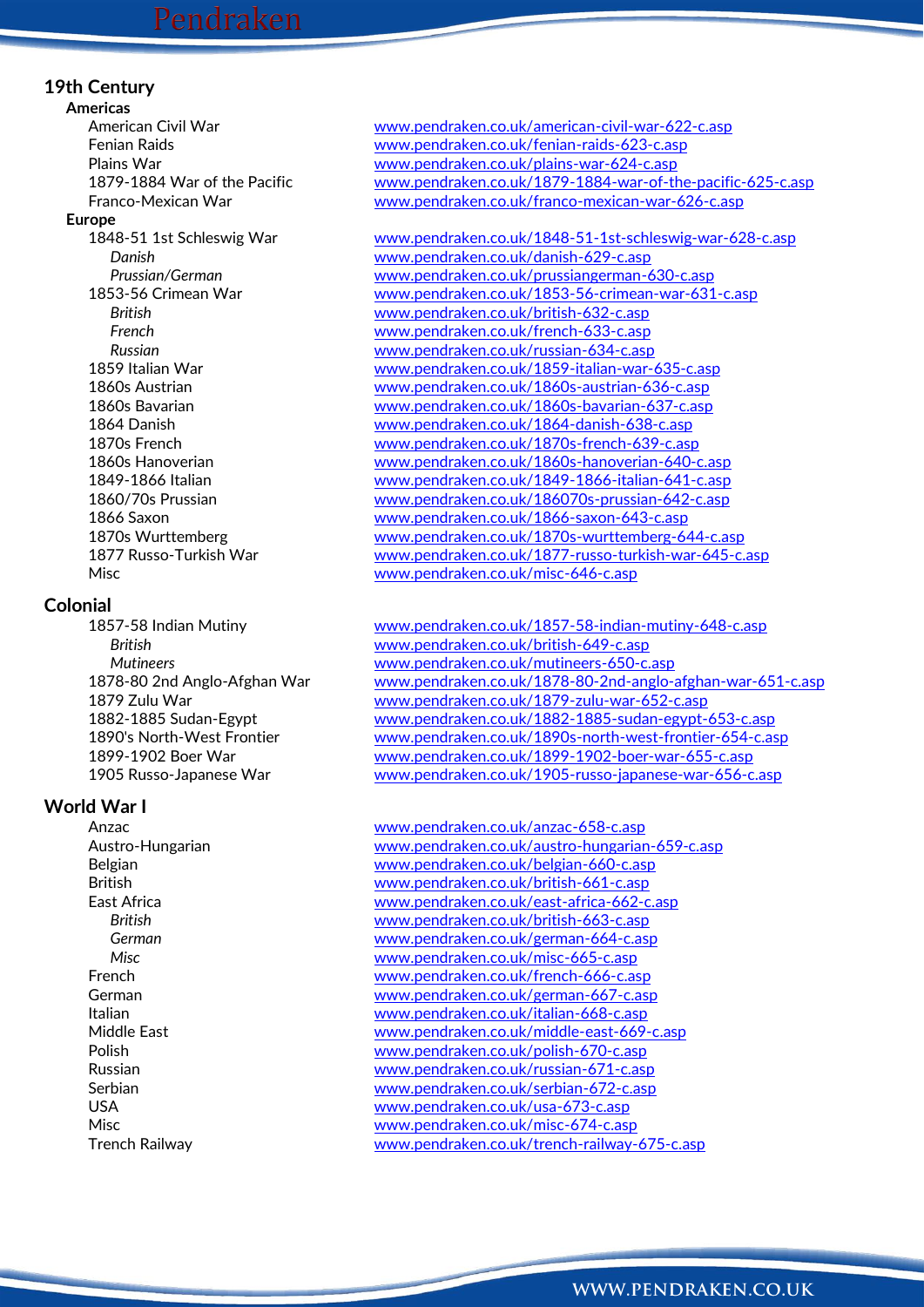## 19th Century

### Americas

| | |
|---|---|
| American Civil War | www.pendraken.co.uk/american-civil-war-622-c.asp |
| Fenian Raids | www.pendraken.co.uk/fenian-raids-623-c.asp |
| Plains War | www.pendraken.co.uk/plains-war-624-c.asp |
| 1879-1884 War of the Pacific | www.pendraken.co.uk/1879-1884-war-of-the-pacific-625-c.asp |
| Franco-Mexican War | www.pendraken.co.uk/franco-mexican-war-626-c.asp |

### Europe

| | |
|---|---|
| 1848-51 1st Schleswig War | www.pendraken.co.uk/1848-51-1st-schleswig-war-628-c.asp |
| *Danish* | www.pendraken.co.uk/danish-629-c.asp |
| *Prussian/German* | www.pendraken.co.uk/prussiangerman-630-c.asp |
| 1853-56 Crimean War | www.pendraken.co.uk/1853-56-crimean-war-631-c.asp |
| *British* | www.pendraken.co.uk/british-632-c.asp |
| *French* | www.pendraken.co.uk/french-633-c.asp |
| *Russian* | www.pendraken.co.uk/russian-634-c.asp |
| 1859 Italian War | www.pendraken.co.uk/1859-italian-war-635-c.asp |
| 1860s Austrian | www.pendraken.co.uk/1860s-austrian-636-c.asp |
| 1860s Bavarian | www.pendraken.co.uk/1860s-bavarian-637-c.asp |
| 1864 Danish | www.pendraken.co.uk/1864-danish-638-c.asp |
| 1870s French | www.pendraken.co.uk/1870s-french-639-c.asp |
| 1860s Hanoverian | www.pendraken.co.uk/1860s-hanoverian-640-c.asp |
| 1849-1866 Italian | www.pendraken.co.uk/1849-1866-italian-641-c.asp |
| 1860/70s Prussian | www.pendraken.co.uk/186070s-prussian-642-c.asp |
| 1866 Saxon | www.pendraken.co.uk/1866-saxon-643-c.asp |
| 1870s Wurttemberg | www.pendraken.co.uk/1870s-wurttemberg-644-c.asp |
| 1877 Russo-Turkish War | www.pendraken.co.uk/1877-russo-turkish-war-645-c.asp |
| Misc | www.pendraken.co.uk/misc-646-c.asp |

## Colonial

| | |
|---|---|
| 1857-58 Indian Mutiny | www.pendraken.co.uk/1857-58-indian-mutiny-648-c.asp |
| *British* | www.pendraken.co.uk/british-649-c.asp |
| *Mutineers* | www.pendraken.co.uk/mutineers-650-c.asp |
| 1878-80 2nd Anglo-Afghan War | www.pendraken.co.uk/1878-80-2nd-anglo-afghan-war-651-c.asp |
| 1879 Zulu War | www.pendraken.co.uk/1879-zulu-war-652-c.asp |
| 1882-1885 Sudan-Egypt | www.pendraken.co.uk/1882-1885-sudan-egypt-653-c.asp |
| 1890's North-West Frontier | www.pendraken.co.uk/1890s-north-west-frontier-654-c.asp |
| 1899-1902 Boer War | www.pendraken.co.uk/1899-1902-boer-war-655-c.asp |
| 1905 Russo-Japanese War | www.pendraken.co.uk/1905-russo-japanese-war-656-c.asp |

## World War I

| | |
|---|---|
| Anzac | www.pendraken.co.uk/anzac-658-c.asp |
| Austro-Hungarian | www.pendraken.co.uk/austro-hungarian-659-c.asp |
| Belgian | www.pendraken.co.uk/belgian-660-c.asp |
| British | www.pendraken.co.uk/british-661-c.asp |
| East Africa | www.pendraken.co.uk/east-africa-662-c.asp |
| *British* | www.pendraken.co.uk/british-663-c.asp |
| *German* | www.pendraken.co.uk/german-664-c.asp |
| *Misc* | www.pendraken.co.uk/misc-665-c.asp |
| French | www.pendraken.co.uk/french-666-c.asp |
| German | www.pendraken.co.uk/german-667-c.asp |
| Italian | www.pendraken.co.uk/italian-668-c.asp |
| Middle East | www.pendraken.co.uk/middle-east-669-c.asp |
| Polish | www.pendraken.co.uk/polish-670-c.asp |
| Russian | www.pendraken.co.uk/russian-671-c.asp |
| Serbian | www.pendraken.co.uk/serbian-672-c.asp |
| USA | www.pendraken.co.uk/usa-673-c.asp |
| Misc | www.pendraken.co.uk/misc-674-c.asp |
| Trench Railway | www.pendraken.co.uk/trench-railway-675-c.asp |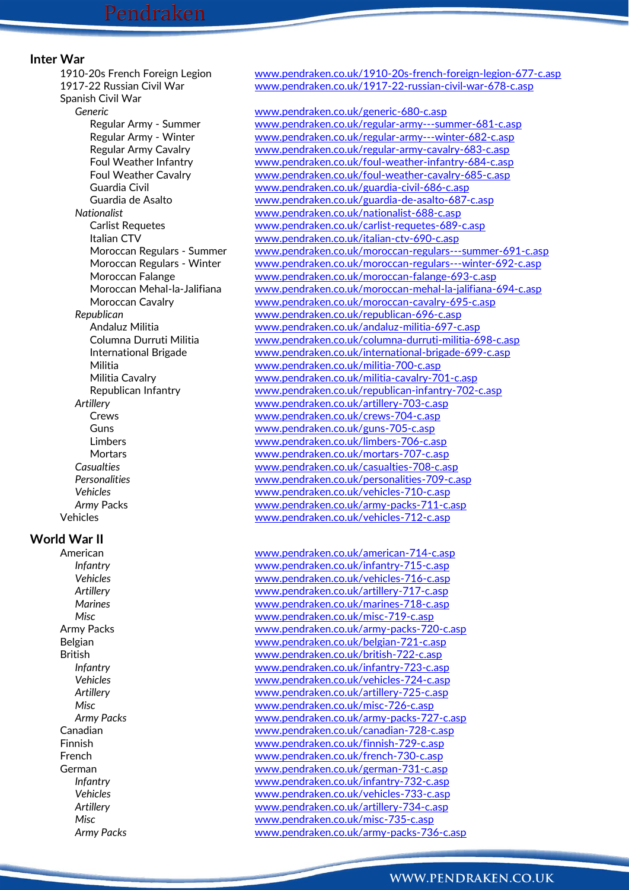## Inter War

- 1910-20s French Foreign Legion — www.pendraken.co.uk/1910-20s-french-foreign-legion-677-c.asp
- 1917-22 Russian Civil War — www.pendraken.co.uk/1917-22-russian-civil-war-678-c.asp
- Spanish Civil War
    - *Generic* — www.pendraken.co.uk/generic-680-c.asp
        - Regular Army - Summer — www.pendraken.co.uk/regular-army---summer-681-c.asp
        - Regular Army - Winter — www.pendraken.co.uk/regular-army---winter-682-c.asp
        - Regular Army Cavalry — www.pendraken.co.uk/regular-army-cavalry-683-c.asp
        - Foul Weather Infantry — www.pendraken.co.uk/foul-weather-infantry-684-c.asp
        - Foul Weather Cavalry — www.pendraken.co.uk/foul-weather-cavalry-685-c.asp
        - Guardia Civil — www.pendraken.co.uk/guardia-civil-686-c.asp
        - Guardia de Asalto — www.pendraken.co.uk/guardia-de-asalto-687-c.asp
    - *Nationalist* — www.pendraken.co.uk/nationalist-688-c.asp
        - Carlist Requetes — www.pendraken.co.uk/carlist-requetes-689-c.asp
        - Italian CTV — www.pendraken.co.uk/italian-ctv-690-c.asp
        - Moroccan Regulars - Summer — www.pendraken.co.uk/moroccan-regulars---summer-691-c.asp
        - Moroccan Regulars - Winter — www.pendraken.co.uk/moroccan-regulars---winter-692-c.asp
        - Moroccan Falange — www.pendraken.co.uk/moroccan-falange-693-c.asp
        - Moroccan Mehal-la-Jalifiana — www.pendraken.co.uk/moroccan-mehal-la-jalifiana-694-c.asp
        - Moroccan Cavalry — www.pendraken.co.uk/moroccan-cavalry-695-c.asp
    - *Republican* — www.pendraken.co.uk/republican-696-c.asp
        - Andaluz Militia — www.pendraken.co.uk/andaluz-militia-697-c.asp
        - Columna Durruti Militia — www.pendraken.co.uk/columna-durruti-militia-698-c.asp
        - International Brigade — www.pendraken.co.uk/international-brigade-699-c.asp
        - Militia — www.pendraken.co.uk/militia-700-c.asp
        - Militia Cavalry — www.pendraken.co.uk/militia-cavalry-701-c.asp
        - Republican Infantry — www.pendraken.co.uk/republican-infantry-702-c.asp
    - *Artillery* — www.pendraken.co.uk/artillery-703-c.asp
        - Crews — www.pendraken.co.uk/crews-704-c.asp
        - Guns — www.pendraken.co.uk/guns-705-c.asp
        - Limbers — www.pendraken.co.uk/limbers-706-c.asp
        - Mortars — www.pendraken.co.uk/mortars-707-c.asp
    - *Casualties* — www.pendraken.co.uk/casualties-708-c.asp
    - *Personalities* — www.pendraken.co.uk/personalities-709-c.asp
    - *Vehicles* — www.pendraken.co.uk/vehicles-710-c.asp
    - *Army Packs* — www.pendraken.co.uk/army-packs-711-c.asp
- Vehicles — www.pendraken.co.uk/vehicles-712-c.asp

## World War II

- American — www.pendraken.co.uk/american-714-c.asp
    - *Infantry* — www.pendraken.co.uk/infantry-715-c.asp
    - *Vehicles* — www.pendraken.co.uk/vehicles-716-c.asp
    - *Artillery* — www.pendraken.co.uk/artillery-717-c.asp
    - *Marines* — www.pendraken.co.uk/marines-718-c.asp
    - *Misc* — www.pendraken.co.uk/misc-719-c.asp
- Army Packs — www.pendraken.co.uk/army-packs-720-c.asp
- Belgian — www.pendraken.co.uk/belgian-721-c.asp
- British — www.pendraken.co.uk/british-722-c.asp
    - *Infantry* — www.pendraken.co.uk/infantry-723-c.asp
    - *Vehicles* — www.pendraken.co.uk/vehicles-724-c.asp
    - *Artillery* — www.pendraken.co.uk/artillery-725-c.asp
    - *Misc* — www.pendraken.co.uk/misc-726-c.asp
    - *Army Packs* — www.pendraken.co.uk/army-packs-727-c.asp
- Canadian — www.pendraken.co.uk/canadian-728-c.asp
- Finnish — www.pendraken.co.uk/finnish-729-c.asp
- French — www.pendraken.co.uk/french-730-c.asp
- German — www.pendraken.co.uk/german-731-c.asp
    - *Infantry* — www.pendraken.co.uk/infantry-732-c.asp
    - *Vehicles* — www.pendraken.co.uk/vehicles-733-c.asp
    - *Artillery* — www.pendraken.co.uk/artillery-734-c.asp
    - *Misc* — www.pendraken.co.uk/misc-735-c.asp
    - *Army Packs* — www.pendraken.co.uk/army-packs-736-c.asp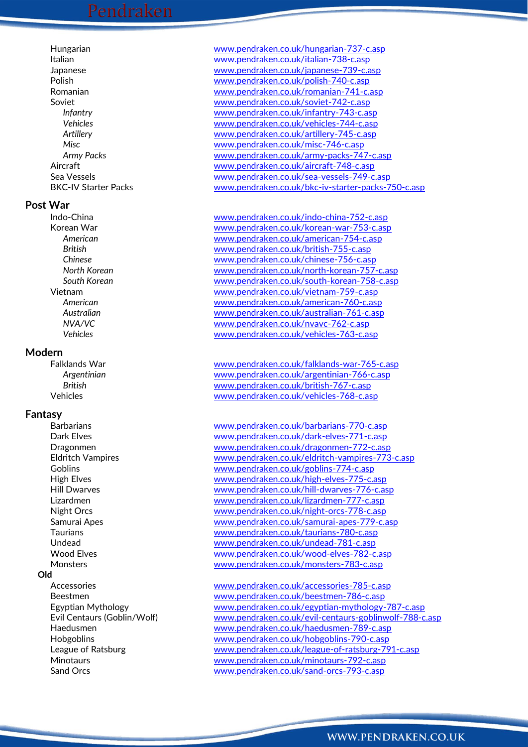Hungarian www.pendraken.co.uk/hungarian-737-c.asp
Italian www.pendraken.co.uk/italian-738-c.asp
Japanese www.pendraken.co.uk/japanese-739-c.asp
Polish www.pendraken.co.uk/polish-740-c.asp
Romanian www.pendraken.co.uk/romanian-741-c.asp
Soviet www.pendraken.co.uk/soviet-742-c.asp
- *Infantry* www.pendraken.co.uk/infantry-743-c.asp
- *Vehicles* www.pendraken.co.uk/vehicles-744-c.asp
- *Artillery* www.pendraken.co.uk/artillery-745-c.asp
- *Misc* www.pendraken.co.uk/misc-746-c.asp
- *Army Packs* www.pendraken.co.uk/army-packs-747-c.asp

Aircraft www.pendraken.co.uk/aircraft-748-c.asp
Sea Vessels www.pendraken.co.uk/sea-vessels-749-c.asp
BKC-IV Starter Packs www.pendraken.co.uk/bkc-iv-starter-packs-750-c.asp

## Post War

Indo-China www.pendraken.co.uk/indo-china-752-c.asp
Korean War www.pendraken.co.uk/korean-war-753-c.asp
- *American* www.pendraken.co.uk/american-754-c.asp
- *British* www.pendraken.co.uk/british-755-c.asp
- *Chinese* www.pendraken.co.uk/chinese-756-c.asp
- *North Korean* www.pendraken.co.uk/north-korean-757-c.asp
- *South Korean* www.pendraken.co.uk/south-korean-758-c.asp

Vietnam www.pendraken.co.uk/vietnam-759-c.asp
- *American* www.pendraken.co.uk/american-760-c.asp
- *Australian* www.pendraken.co.uk/australian-761-c.asp
- *NVA/VC* www.pendraken.co.uk/nvavc-762-c.asp
- *Vehicles* www.pendraken.co.uk/vehicles-763-c.asp

## Modern

Falklands War www.pendraken.co.uk/falklands-war-765-c.asp
- *Argentinian* www.pendraken.co.uk/argentinian-766-c.asp
- *British* www.pendraken.co.uk/british-767-c.asp

Vehicles www.pendraken.co.uk/vehicles-768-c.asp

## Fantasy

Barbarians www.pendraken.co.uk/barbarians-770-c.asp
Dark Elves www.pendraken.co.uk/dark-elves-771-c.asp
Dragonmen www.pendraken.co.uk/dragonmen-772-c.asp
Eldritch Vampires www.pendraken.co.uk/eldritch-vampires-773-c.asp
Goblins www.pendraken.co.uk/goblins-774-c.asp
High Elves www.pendraken.co.uk/high-elves-775-c.asp
Hill Dwarves www.pendraken.co.uk/hill-dwarves-776-c.asp
Lizardmen www.pendraken.co.uk/lizardmen-777-c.asp
Night Orcs www.pendraken.co.uk/night-orcs-778-c.asp
Samurai Apes www.pendraken.co.uk/samurai-apes-779-c.asp
Taurians www.pendraken.co.uk/taurians-780-c.asp
Undead www.pendraken.co.uk/undead-781-c.asp
Wood Elves www.pendraken.co.uk/wood-elves-782-c.asp
Monsters www.pendraken.co.uk/monsters-783-c.asp

### Old

Accessories www.pendraken.co.uk/accessories-785-c.asp
Beestmen www.pendraken.co.uk/beestmen-786-c.asp
Egyptian Mythology www.pendraken.co.uk/egyptian-mythology-787-c.asp
Evil Centaurs (Goblin/Wolf) www.pendraken.co.uk/evil-centaurs-goblinwolf-788-c.asp
Haedusmen www.pendraken.co.uk/haedusmen-789-c.asp
Hobgoblins www.pendraken.co.uk/hobgoblins-790-c.asp
League of Ratsburg www.pendraken.co.uk/league-of-ratsburg-791-c.asp
Minotaurs www.pendraken.co.uk/minotaurs-792-c.asp
Sand Orcs www.pendraken.co.uk/sand-orcs-793-c.asp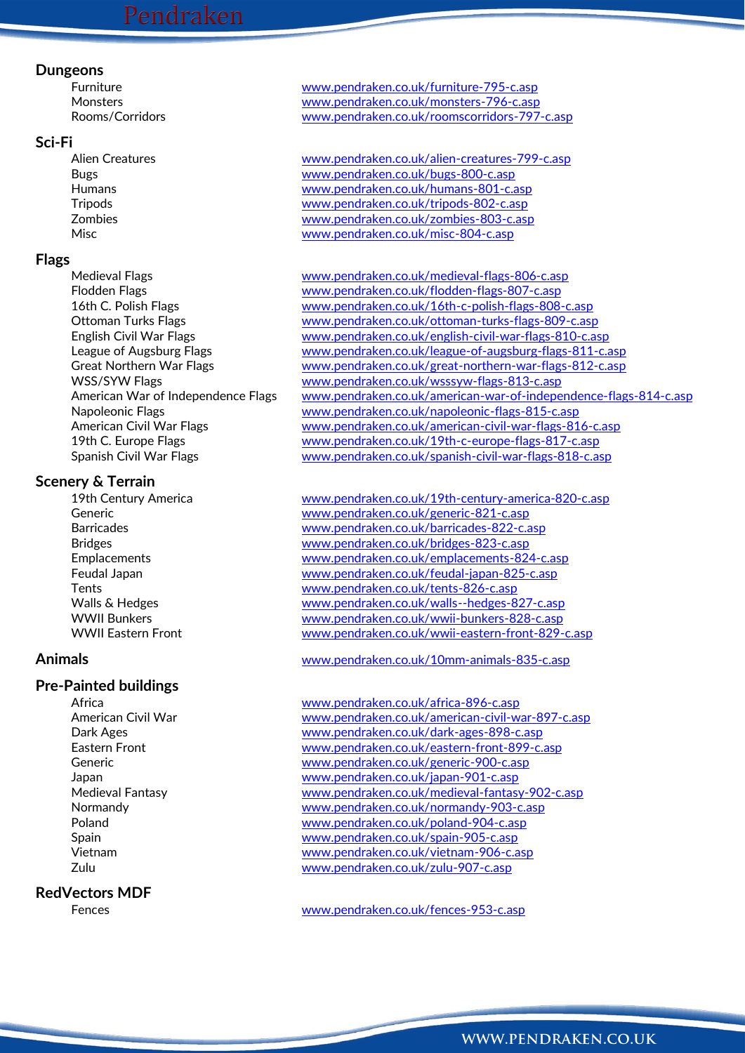## Dungeons

| | |
|---|---|
| Furniture | www.pendraken.co.uk/furniture-795-c.asp |
| Monsters | www.pendraken.co.uk/monsters-796-c.asp |
| Rooms/Corridors | www.pendraken.co.uk/roomscorridors-797-c.asp |

## Sci-Fi

| | |
|---|---|
| Alien Creatures | www.pendraken.co.uk/alien-creatures-799-c.asp |
| Bugs | www.pendraken.co.uk/bugs-800-c.asp |
| Humans | www.pendraken.co.uk/humans-801-c.asp |
| Tripods | www.pendraken.co.uk/tripods-802-c.asp |
| Zombies | www.pendraken.co.uk/zombies-803-c.asp |
| Misc | www.pendraken.co.uk/misc-804-c.asp |

## Flags

| | |
|---|---|
| Medieval Flags | www.pendraken.co.uk/medieval-flags-806-c.asp |
| Flodden Flags | www.pendraken.co.uk/flodden-flags-807-c.asp |
| 16th C. Polish Flags | www.pendraken.co.uk/16th-c-polish-flags-808-c.asp |
| Ottoman Turks Flags | www.pendraken.co.uk/ottoman-turks-flags-809-c.asp |
| English Civil War Flags | www.pendraken.co.uk/english-civil-war-flags-810-c.asp |
| League of Augsburg Flags | www.pendraken.co.uk/league-of-augsburg-flags-811-c.asp |
| Great Northern War Flags | www.pendraken.co.uk/great-northern-war-flags-812-c.asp |
| WSS/SYW Flags | www.pendraken.co.uk/wsssyw-flags-813-c.asp |
| American War of Independence Flags | www.pendraken.co.uk/american-war-of-independence-flags-814-c.asp |
| Napoleonic Flags | www.pendraken.co.uk/napoleonic-flags-815-c.asp |
| American Civil War Flags | www.pendraken.co.uk/american-civil-war-flags-816-c.asp |
| 19th C. Europe Flags | www.pendraken.co.uk/19th-c-europe-flags-817-c.asp |
| Spanish Civil War Flags | www.pendraken.co.uk/spanish-civil-war-flags-818-c.asp |

## Scenery & Terrain

| | |
|---|---|
| 19th Century America | www.pendraken.co.uk/19th-century-america-820-c.asp |
| Generic | www.pendraken.co.uk/generic-821-c.asp |
| Barricades | www.pendraken.co.uk/barricades-822-c.asp |
| Bridges | www.pendraken.co.uk/bridges-823-c.asp |
| Emplacements | www.pendraken.co.uk/emplacements-824-c.asp |
| Feudal Japan | www.pendraken.co.uk/feudal-japan-825-c.asp |
| Tents | www.pendraken.co.uk/tents-826-c.asp |
| Walls & Hedges | www.pendraken.co.uk/walls--hedges-827-c.asp |
| WWII Bunkers | www.pendraken.co.uk/wwii-bunkers-828-c.asp |
| WWII Eastern Front | www.pendraken.co.uk/wwii-eastern-front-829-c.asp |

## Animals

www.pendraken.co.uk/10mm-animals-835-c.asp

## Pre-Painted buildings

| | |
|---|---|
| Africa | www.pendraken.co.uk/africa-896-c.asp |
| American Civil War | www.pendraken.co.uk/american-civil-war-897-c.asp |
| Dark Ages | www.pendraken.co.uk/dark-ages-898-c.asp |
| Eastern Front | www.pendraken.co.uk/eastern-front-899-c.asp |
| Generic | www.pendraken.co.uk/generic-900-c.asp |
| Japan | www.pendraken.co.uk/japan-901-c.asp |
| Medieval Fantasy | www.pendraken.co.uk/medieval-fantasy-902-c.asp |
| Normandy | www.pendraken.co.uk/normandy-903-c.asp |
| Poland | www.pendraken.co.uk/poland-904-c.asp |
| Spain | www.pendraken.co.uk/spain-905-c.asp |
| Vietnam | www.pendraken.co.uk/vietnam-906-c.asp |
| Zulu | www.pendraken.co.uk/zulu-907-c.asp |

## RedVectors MDF

| | |
|---|---|
| Fences | www.pendraken.co.uk/fences-953-c.asp |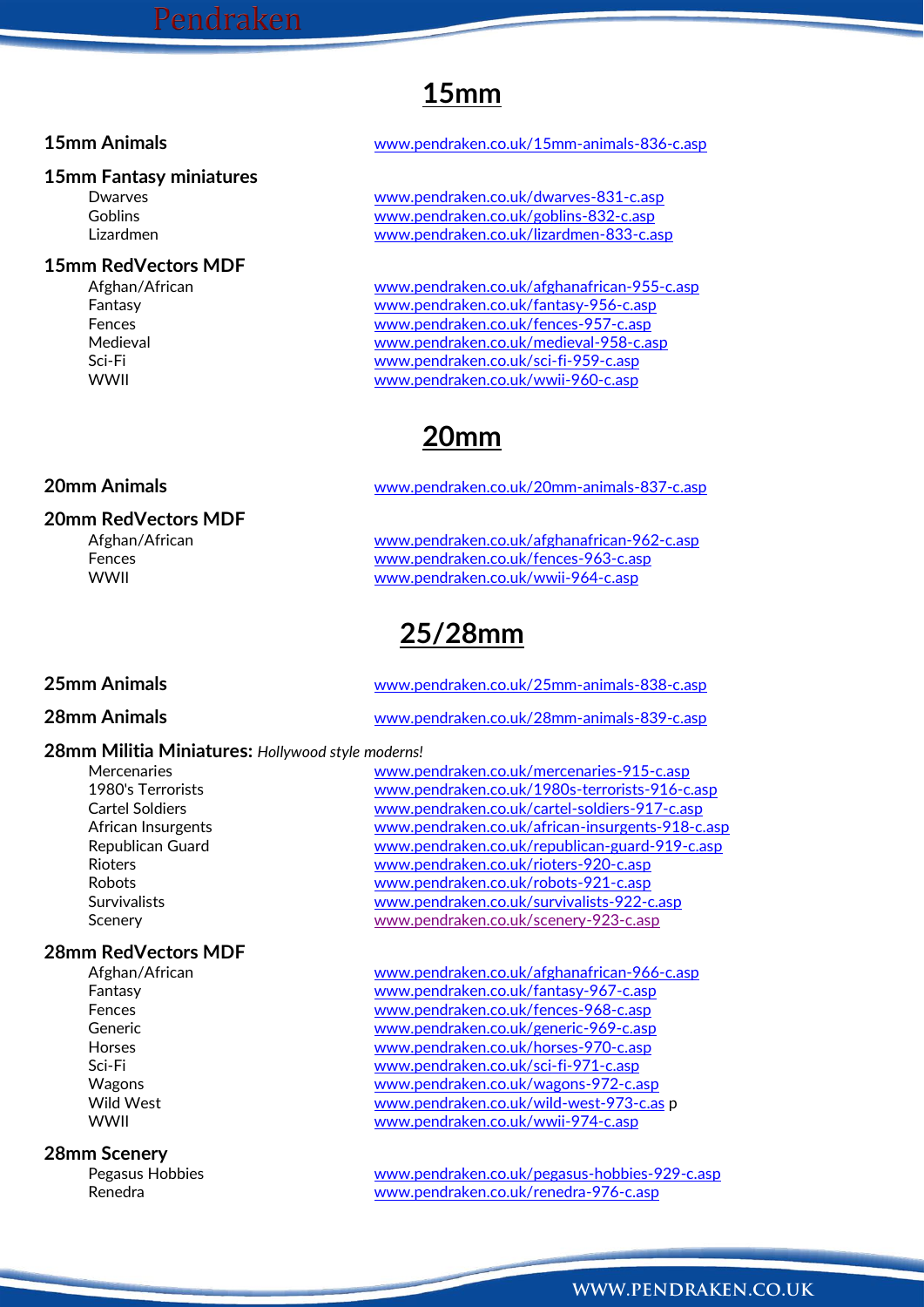# 15mm

**15mm Animals** — www.pendraken.co.uk/15mm-animals-836-c.asp

**15mm Fantasy miniatures**

- Dwarves — www.pendraken.co.uk/dwarves-831-c.asp
- Goblins — www.pendraken.co.uk/goblins-832-c.asp
- Lizardmen — www.pendraken.co.uk/lizardmen-833-c.asp

**15mm RedVectors MDF**

- Afghan/African — www.pendraken.co.uk/afghanafrican-955-c.asp
- Fantasy — www.pendraken.co.uk/fantasy-956-c.asp
- Fences — www.pendraken.co.uk/fences-957-c.asp
- Medieval — www.pendraken.co.uk/medieval-958-c.asp
- Sci-Fi — www.pendraken.co.uk/sci-fi-959-c.asp
- WWII — www.pendraken.co.uk/wwii-960-c.asp

# 20mm

**20mm Animals** — www.pendraken.co.uk/20mm-animals-837-c.asp

**20mm RedVectors MDF**

- Afghan/African — www.pendraken.co.uk/afghanafrican-962-c.asp
- Fences — www.pendraken.co.uk/fences-963-c.asp
- WWII — www.pendraken.co.uk/wwii-964-c.asp

# 25/28mm

**25mm Animals** — www.pendraken.co.uk/25mm-animals-838-c.asp

**28mm Animals** — www.pendraken.co.uk/28mm-animals-839-c.asp

**28mm Militia Miniatures:** *Hollywood style moderns!*

- Mercenaries — www.pendraken.co.uk/mercenaries-915-c.asp
- 1980's Terrorists — www.pendraken.co.uk/1980s-terrorists-916-c.asp
- Cartel Soldiers — www.pendraken.co.uk/cartel-soldiers-917-c.asp
- African Insurgents — www.pendraken.co.uk/african-insurgents-918-c.asp
- Republican Guard — www.pendraken.co.uk/republican-guard-919-c.asp
- Rioters — www.pendraken.co.uk/rioters-920-c.asp
- Robots — www.pendraken.co.uk/robots-921-c.asp
- Survivalists — www.pendraken.co.uk/survivalists-922-c.asp
- Scenery — www.pendraken.co.uk/scenery-923-c.asp

**28mm RedVectors MDF**

- Afghan/African — www.pendraken.co.uk/afghanafrican-966-c.asp
- Fantasy — www.pendraken.co.uk/fantasy-967-c.asp
- Fences — www.pendraken.co.uk/fences-968-c.asp
- Generic — www.pendraken.co.uk/generic-969-c.asp
- Horses — www.pendraken.co.uk/horses-970-c.asp
- Sci-Fi — www.pendraken.co.uk/sci-fi-971-c.asp
- Wagons — www.pendraken.co.uk/wagons-972-c.asp
- Wild West — www.pendraken.co.uk/wild-west-973-c.as p
- WWII — www.pendraken.co.uk/wwii-974-c.asp

**28mm Scenery**

- Pegasus Hobbies — www.pendraken.co.uk/pegasus-hobbies-929-c.asp
- Renedra — www.pendraken.co.uk/renedra-976-c.asp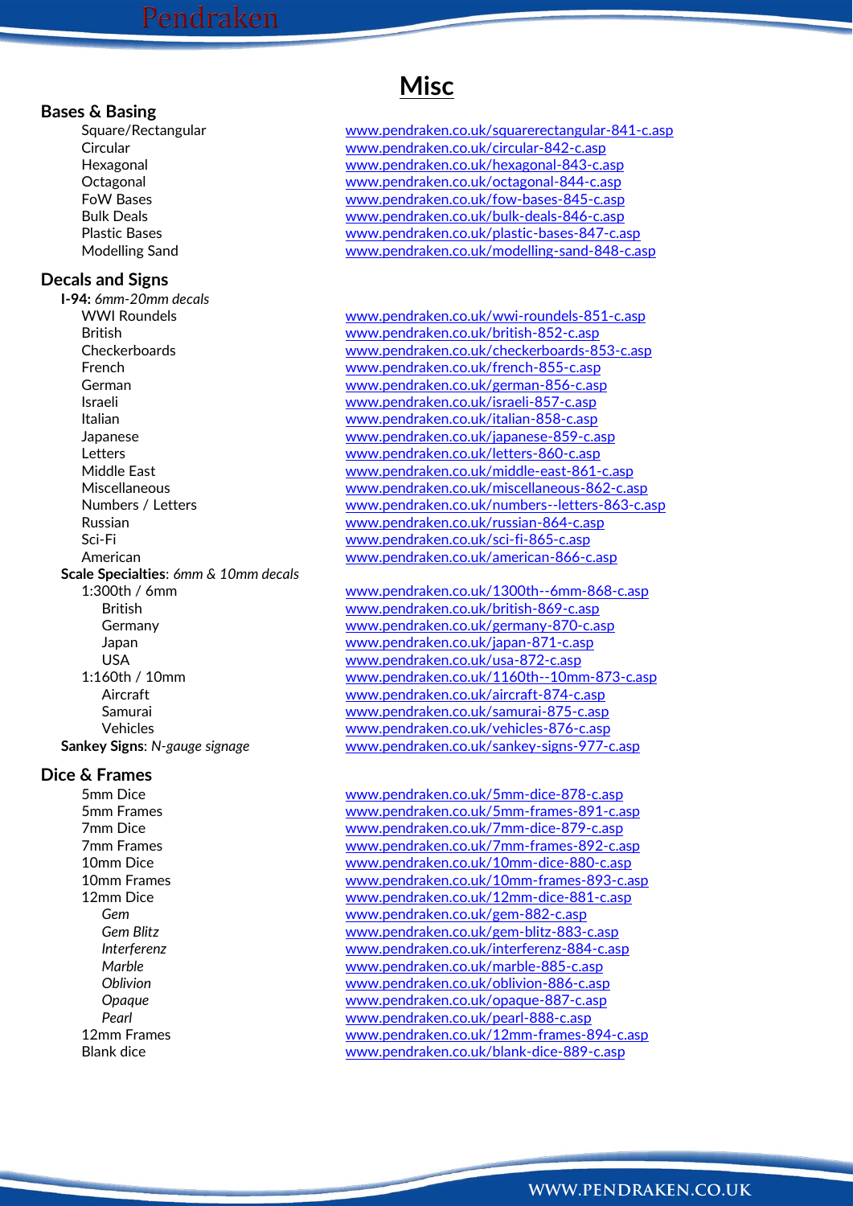# Misc

## Bases & Basing

| | |
|---|---|
| Square/Rectangular | www.pendraken.co.uk/squarerectangular-841-c.asp |
| Circular | www.pendraken.co.uk/circular-842-c.asp |
| Hexagonal | www.pendraken.co.uk/hexagonal-843-c.asp |
| Octagonal | www.pendraken.co.uk/octagonal-844-c.asp |
| FoW Bases | www.pendraken.co.uk/fow-bases-845-c.asp |
| Bulk Deals | www.pendraken.co.uk/bulk-deals-846-c.asp |
| Plastic Bases | www.pendraken.co.uk/plastic-bases-847-c.asp |
| Modelling Sand | www.pendraken.co.uk/modelling-sand-848-c.asp |

## Decals and Signs

**I-94:** *6mm-20mm decals*

| | |
|---|---|
| WWI Roundels | www.pendraken.co.uk/wwi-roundels-851-c.asp |
| British | www.pendraken.co.uk/british-852-c.asp |
| Checkerboards | www.pendraken.co.uk/checkerboards-853-c.asp |
| French | www.pendraken.co.uk/french-855-c.asp |
| German | www.pendraken.co.uk/german-856-c.asp |
| Israeli | www.pendraken.co.uk/israeli-857-c.asp |
| Italian | www.pendraken.co.uk/italian-858-c.asp |
| Japanese | www.pendraken.co.uk/japanese-859-c.asp |
| Letters | www.pendraken.co.uk/letters-860-c.asp |
| Middle East | www.pendraken.co.uk/middle-east-861-c.asp |
| Miscellaneous | www.pendraken.co.uk/miscellaneous-862-c.asp |
| Numbers / Letters | www.pendraken.co.uk/numbers--letters-863-c.asp |
| Russian | www.pendraken.co.uk/russian-864-c.asp |
| Sci-Fi | www.pendraken.co.uk/sci-fi-865-c.asp |
| American | www.pendraken.co.uk/american-866-c.asp |

**Scale Specialties**: *6mm & 10mm decals*

| | |
|---|---|
| 1:300th / 6mm | www.pendraken.co.uk/1300th--6mm-868-c.asp |
| British | www.pendraken.co.uk/british-869-c.asp |
| Germany | www.pendraken.co.uk/germany-870-c.asp |
| Japan | www.pendraken.co.uk/japan-871-c.asp |
| USA | www.pendraken.co.uk/usa-872-c.asp |
| 1:160th / 10mm | www.pendraken.co.uk/1160th--10mm-873-c.asp |
| Aircraft | www.pendraken.co.uk/aircraft-874-c.asp |
| Samurai | www.pendraken.co.uk/samurai-875-c.asp |
| Vehicles | www.pendraken.co.uk/vehicles-876-c.asp |

**Sankey Signs**: *N-gauge signage* — www.pendraken.co.uk/sankey-signs-977-c.asp

## Dice & Frames

| | |
|---|---|
| 5mm Dice | www.pendraken.co.uk/5mm-dice-878-c.asp |
| 5mm Frames | www.pendraken.co.uk/5mm-frames-891-c.asp |
| 7mm Dice | www.pendraken.co.uk/7mm-dice-879-c.asp |
| 7mm Frames | www.pendraken.co.uk/7mm-frames-892-c.asp |
| 10mm Dice | www.pendraken.co.uk/10mm-dice-880-c.asp |
| 10mm Frames | www.pendraken.co.uk/10mm-frames-893-c.asp |
| 12mm Dice | www.pendraken.co.uk/12mm-dice-881-c.asp |
| *Gem* | www.pendraken.co.uk/gem-882-c.asp |
| *Gem Blitz* | www.pendraken.co.uk/gem-blitz-883-c.asp |
| *Interferenz* | www.pendraken.co.uk/interferenz-884-c.asp |
| *Marble* | www.pendraken.co.uk/marble-885-c.asp |
| *Oblivion* | www.pendraken.co.uk/oblivion-886-c.asp |
| *Opaque* | www.pendraken.co.uk/opaque-887-c.asp |
| *Pearl* | www.pendraken.co.uk/pearl-888-c.asp |
| 12mm Frames | www.pendraken.co.uk/12mm-frames-894-c.asp |
| Blank dice | www.pendraken.co.uk/blank-dice-889-c.asp |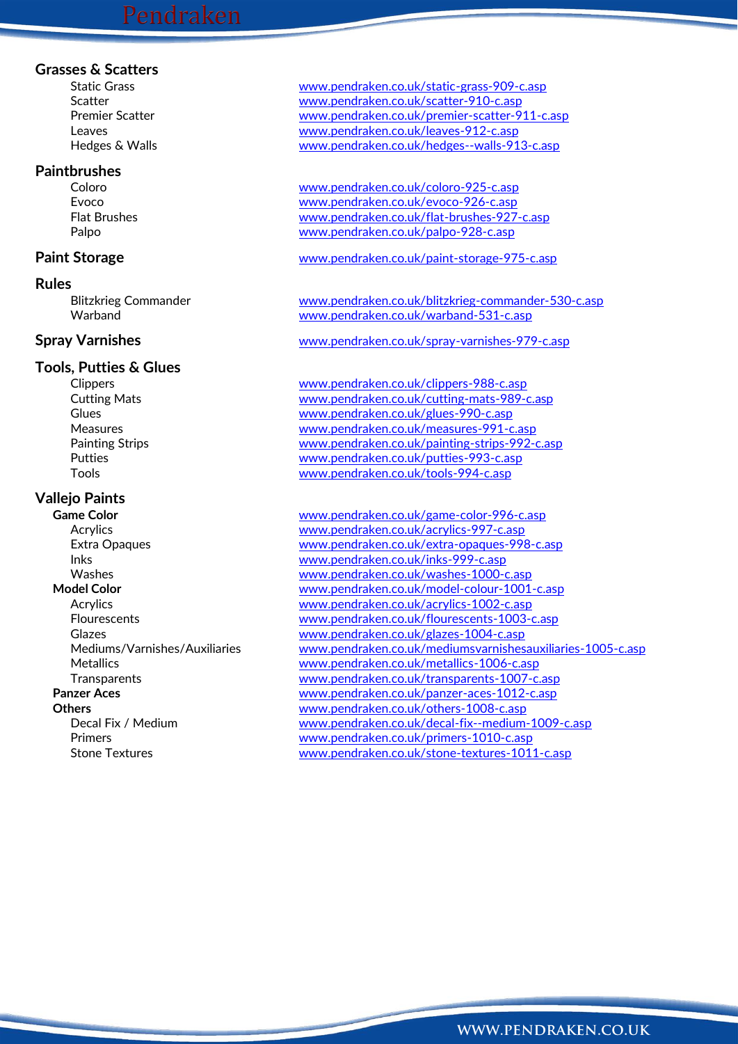## Grasses & Scatters

| | |
|---|---|
| Static Grass | www.pendraken.co.uk/static-grass-909-c.asp |
| Scatter | www.pendraken.co.uk/scatter-910-c.asp |
| Premier Scatter | www.pendraken.co.uk/premier-scatter-911-c.asp |
| Leaves | www.pendraken.co.uk/leaves-912-c.asp |
| Hedges & Walls | www.pendraken.co.uk/hedges--walls-913-c.asp |

## Paintbrushes

| | |
|---|---|
| Coloro | www.pendraken.co.uk/coloro-925-c.asp |
| Evoco | www.pendraken.co.uk/evoco-926-c.asp |
| Flat Brushes | www.pendraken.co.uk/flat-brushes-927-c.asp |
| Palpo | www.pendraken.co.uk/palpo-928-c.asp |

## Paint Storage

www.pendraken.co.uk/paint-storage-975-c.asp

## Rules

| | |
|---|---|
| Blitzkrieg Commander | www.pendraken.co.uk/blitzkrieg-commander-530-c.asp |
| Warband | www.pendraken.co.uk/warband-531-c.asp |

## Spray Varnishes

www.pendraken.co.uk/spray-varnishes-979-c.asp

## Tools, Putties & Glues

| | |
|---|---|
| Clippers | www.pendraken.co.uk/clippers-988-c.asp |
| Cutting Mats | www.pendraken.co.uk/cutting-mats-989-c.asp |
| Glues | www.pendraken.co.uk/glues-990-c.asp |
| Measures | www.pendraken.co.uk/measures-991-c.asp |
| Painting Strips | www.pendraken.co.uk/painting-strips-992-c.asp |
| Putties | www.pendraken.co.uk/putties-993-c.asp |
| Tools | www.pendraken.co.uk/tools-994-c.asp |

## Vallejo Paints

| | |
|---|---|
| **Game Color** | www.pendraken.co.uk/game-color-996-c.asp |
| Acrylics | www.pendraken.co.uk/acrylics-997-c.asp |
| Extra Opaques | www.pendraken.co.uk/extra-opaques-998-c.asp |
| Inks | www.pendraken.co.uk/inks-999-c.asp |
| Washes | www.pendraken.co.uk/washes-1000-c.asp |
| **Model Color** | www.pendraken.co.uk/model-colour-1001-c.asp |
| Acrylics | www.pendraken.co.uk/acrylics-1002-c.asp |
| Flourescents | www.pendraken.co.uk/flourescents-1003-c.asp |
| Glazes | www.pendraken.co.uk/glazes-1004-c.asp |
| Mediums/Varnishes/Auxiliaries | www.pendraken.co.uk/mediumsvarnishesauxiliaries-1005-c.asp |
| Metallics | www.pendraken.co.uk/metallics-1006-c.asp |
| Transparents | www.pendraken.co.uk/transparents-1007-c.asp |
| **Panzer Aces** | www.pendraken.co.uk/panzer-aces-1012-c.asp |
| **Others** | www.pendraken.co.uk/others-1008-c.asp |
| Decal Fix / Medium | www.pendraken.co.uk/decal-fix--medium-1009-c.asp |
| Primers | www.pendraken.co.uk/primers-1010-c.asp |
| Stone Textures | www.pendraken.co.uk/stone-textures-1011-c.asp |